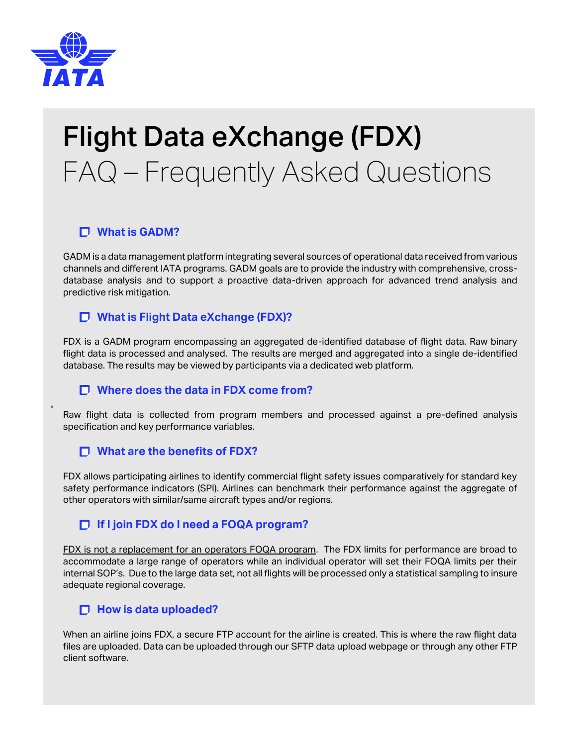# Flight Data eXchange (FDX)

FAQ – Frequently Asked Questions

## What is GADM?

GADM is a data management platform integrating several sources of operational data received from various channels and different IATA programs. GADM goals are to provide the industry with comprehensive, cross-database analysis and to support a proactive data-driven approach for advanced trend analysis and predictive risk mitigation.

## What is Flight Data eXchange (FDX)?

FDX is a GADM program encompassing an aggregated de-identified database of flight data. Raw binary flight data is processed and analysed. The results are merged and aggregated into a single de-identified database. The results may be viewed by participants via a dedicated web platform.

## Where does the data in FDX come from?

Raw flight data is collected from program members and processed against a pre-defined analysis specification and key performance variables.

## What are the benefits of FDX?

FDX allows participating airlines to identify commercial flight safety issues comparatively for standard key safety performance indicators (SPI). Airlines can benchmark their performance against the aggregate of other operators with similar/same aircraft types and/or regions.

## If I join FDX do I need a FOQA program?

FDX is not a replacement for an operators FOQA program. The FDX limits for performance are broad to accommodate a large range of operators while an individual operator will set their FOQA limits per their internal SOP's. Due to the large data set, not all flights will be processed only a statistical sampling to insure adequate regional coverage.

## How is data uploaded?

When an airline joins FDX, a secure FTP account for the airline is created. This is where the raw flight data files are uploaded. Data can be uploaded through our SFTP data upload webpage or through any other FTP client software.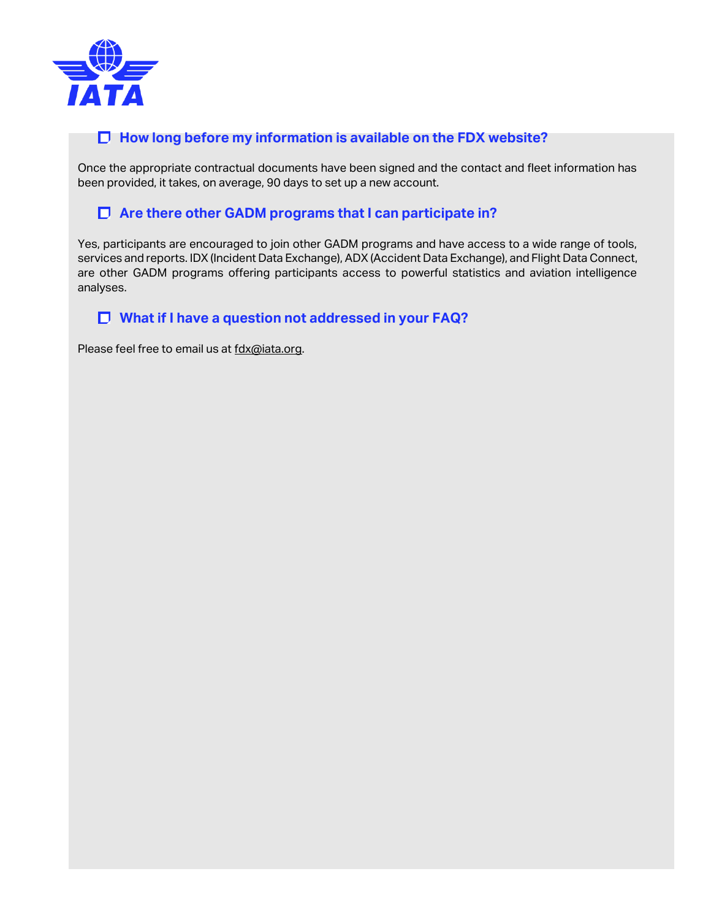### How long before my information is available on the FDX website?

Once the appropriate contractual documents have been signed and the contact and fleet information has been provided, it takes, on average, 90 days to set up a new account.

### Are there other GADM programs that I can participate in?

Yes, participants are encouraged to join other GADM programs and have access to a wide range of tools, services and reports. IDX (Incident Data Exchange), ADX (Accident Data Exchange), and Flight Data Connect, are other GADM programs offering participants access to powerful statistics and aviation intelligence analyses.

### What if I have a question not addressed in your FAQ?

Please feel free to email us at fdx@iata.org.